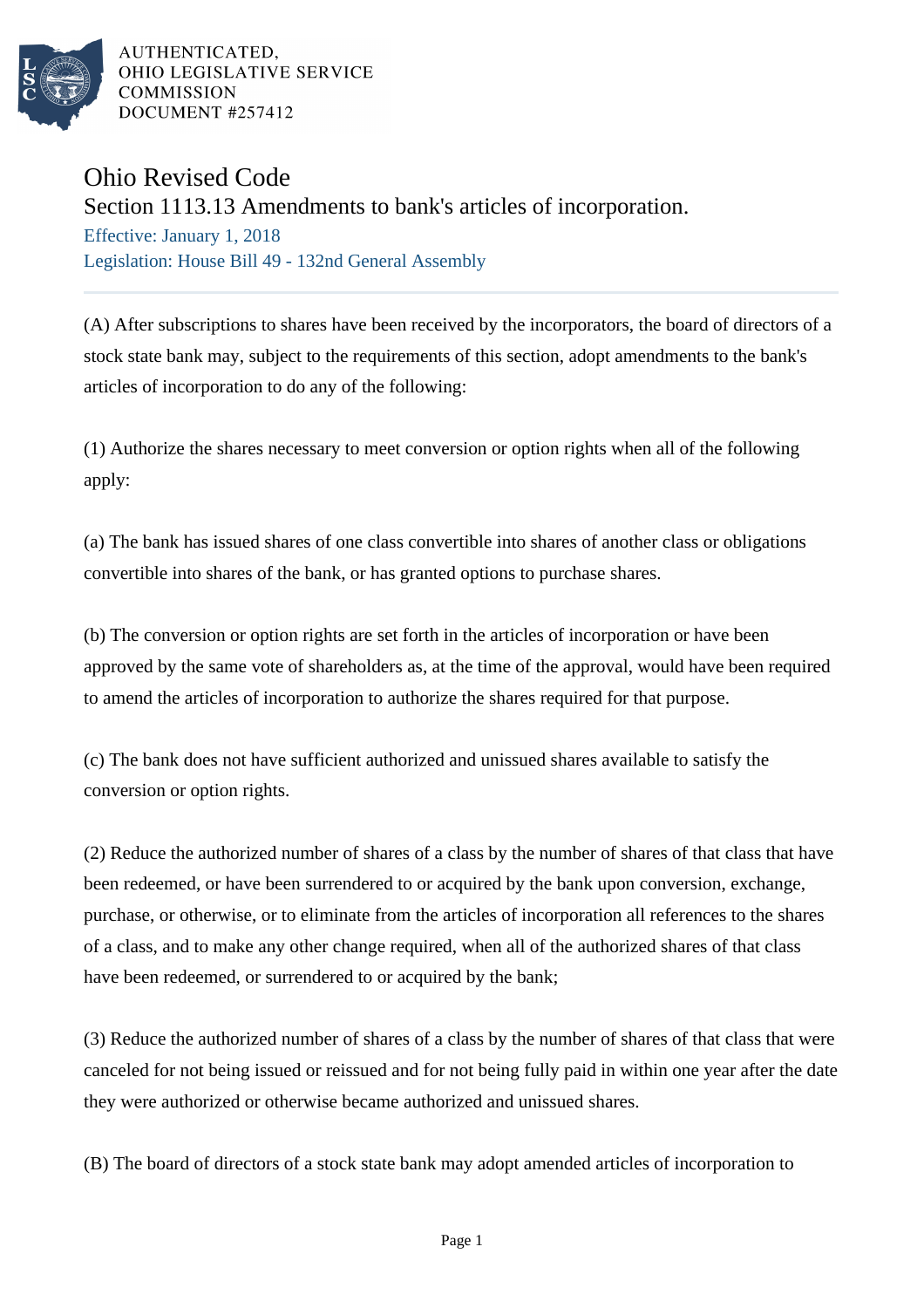AUTHENTICATED,
OHIO LEGISLATIVE SERVICE
COMMISSION
DOCUMENT #257412

# Ohio Revised Code

## Section 1113.13 Amendments to bank's articles of incorporation.

Effective: January 1, 2018

Legislation: House Bill 49 - 132nd General Assembly

(A) After subscriptions to shares have been received by the incorporators, the board of directors of a stock state bank may, subject to the requirements of this section, adopt amendments to the bank's articles of incorporation to do any of the following:

(1) Authorize the shares necessary to meet conversion or option rights when all of the following apply:

(a) The bank has issued shares of one class convertible into shares of another class or obligations convertible into shares of the bank, or has granted options to purchase shares.

(b) The conversion or option rights are set forth in the articles of incorporation or have been approved by the same vote of shareholders as, at the time of the approval, would have been required to amend the articles of incorporation to authorize the shares required for that purpose.

(c) The bank does not have sufficient authorized and unissued shares available to satisfy the conversion or option rights.

(2) Reduce the authorized number of shares of a class by the number of shares of that class that have been redeemed, or have been surrendered to or acquired by the bank upon conversion, exchange, purchase, or otherwise, or to eliminate from the articles of incorporation all references to the shares of a class, and to make any other change required, when all of the authorized shares of that class have been redeemed, or surrendered to or acquired by the bank;

(3) Reduce the authorized number of shares of a class by the number of shares of that class that were canceled for not being issued or reissued and for not being fully paid in within one year after the date they were authorized or otherwise became authorized and unissued shares.

(B) The board of directors of a stock state bank may adopt amended articles of incorporation to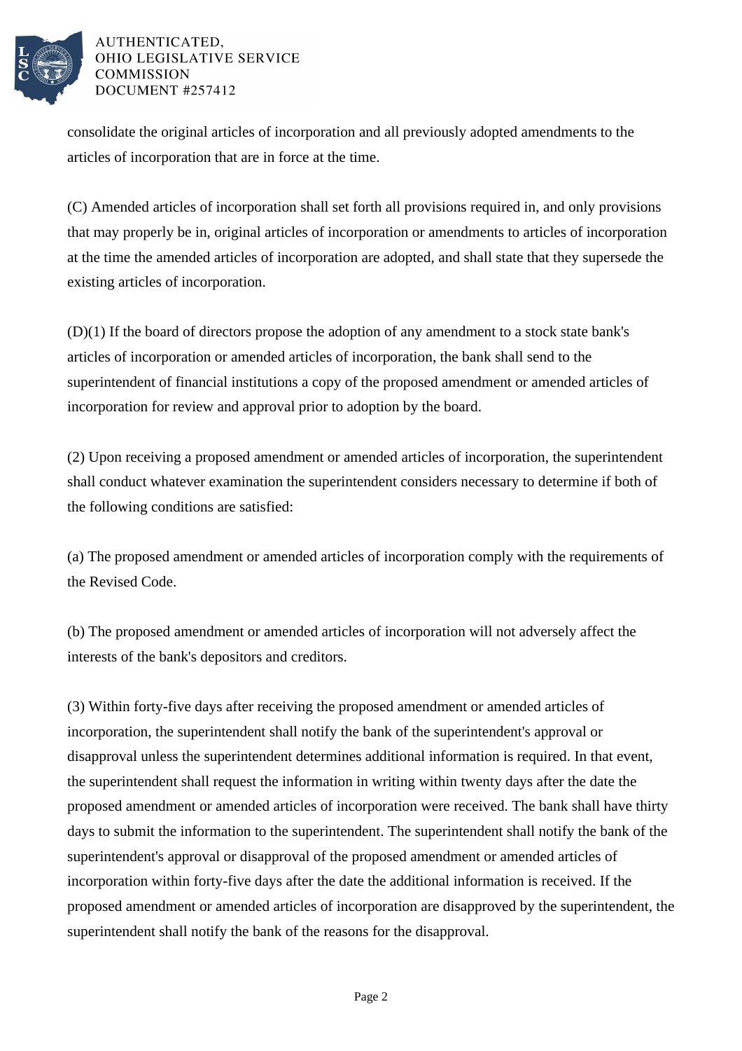consolidate the original articles of incorporation and all previously adopted amendments to the articles of incorporation that are in force at the time.

(C) Amended articles of incorporation shall set forth all provisions required in, and only provisions that may properly be in, original articles of incorporation or amendments to articles of incorporation at the time the amended articles of incorporation are adopted, and shall state that they supersede the existing articles of incorporation.

(D)(1) If the board of directors propose the adoption of any amendment to a stock state bank's articles of incorporation or amended articles of incorporation, the bank shall send to the superintendent of financial institutions a copy of the proposed amendment or amended articles of incorporation for review and approval prior to adoption by the board.

(2) Upon receiving a proposed amendment or amended articles of incorporation, the superintendent shall conduct whatever examination the superintendent considers necessary to determine if both of the following conditions are satisfied:

(a) The proposed amendment or amended articles of incorporation comply with the requirements of the Revised Code.

(b) The proposed amendment or amended articles of incorporation will not adversely affect the interests of the bank's depositors and creditors.

(3) Within forty-five days after receiving the proposed amendment or amended articles of incorporation, the superintendent shall notify the bank of the superintendent's approval or disapproval unless the superintendent determines additional information is required. In that event, the superintendent shall request the information in writing within twenty days after the date the proposed amendment or amended articles of incorporation were received. The bank shall have thirty days to submit the information to the superintendent. The superintendent shall notify the bank of the superintendent's approval or disapproval of the proposed amendment or amended articles of incorporation within forty-five days after the date the additional information is received. If the proposed amendment or amended articles of incorporation are disapproved by the superintendent, the superintendent shall notify the bank of the reasons for the disapproval.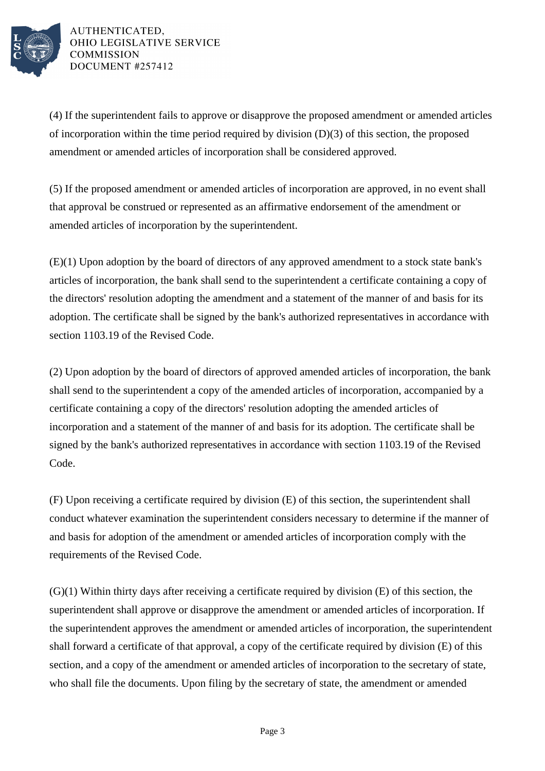(4) If the superintendent fails to approve or disapprove the proposed amendment or amended articles of incorporation within the time period required by division (D)(3) of this section, the proposed amendment or amended articles of incorporation shall be considered approved.

(5) If the proposed amendment or amended articles of incorporation are approved, in no event shall that approval be construed or represented as an affirmative endorsement of the amendment or amended articles of incorporation by the superintendent.

(E)(1) Upon adoption by the board of directors of any approved amendment to a stock state bank's articles of incorporation, the bank shall send to the superintendent a certificate containing a copy of the directors' resolution adopting the amendment and a statement of the manner of and basis for its adoption. The certificate shall be signed by the bank's authorized representatives in accordance with section 1103.19 of the Revised Code.

(2) Upon adoption by the board of directors of approved amended articles of incorporation, the bank shall send to the superintendent a copy of the amended articles of incorporation, accompanied by a certificate containing a copy of the directors' resolution adopting the amended articles of incorporation and a statement of the manner of and basis for its adoption. The certificate shall be signed by the bank's authorized representatives in accordance with section 1103.19 of the Revised Code.

(F) Upon receiving a certificate required by division (E) of this section, the superintendent shall conduct whatever examination the superintendent considers necessary to determine if the manner of and basis for adoption of the amendment or amended articles of incorporation comply with the requirements of the Revised Code.

(G)(1) Within thirty days after receiving a certificate required by division (E) of this section, the superintendent shall approve or disapprove the amendment or amended articles of incorporation. If the superintendent approves the amendment or amended articles of incorporation, the superintendent shall forward a certificate of that approval, a copy of the certificate required by division (E) of this section, and a copy of the amendment or amended articles of incorporation to the secretary of state, who shall file the documents. Upon filing by the secretary of state, the amendment or amended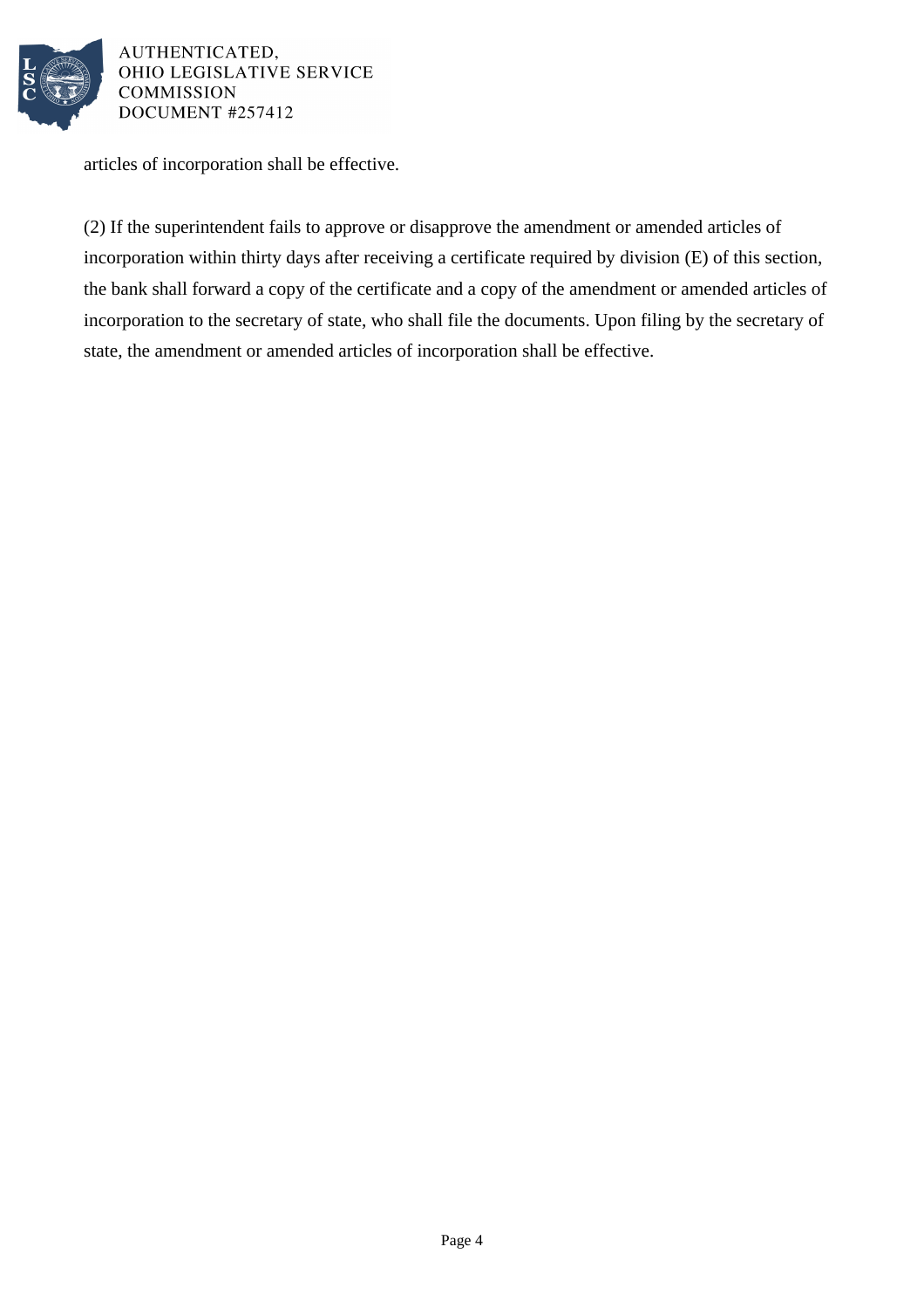articles of incorporation shall be effective.

(2) If the superintendent fails to approve or disapprove the amendment or amended articles of incorporation within thirty days after receiving a certificate required by division (E) of this section, the bank shall forward a copy of the certificate and a copy of the amendment or amended articles of incorporation to the secretary of state, who shall file the documents. Upon filing by the secretary of state, the amendment or amended articles of incorporation shall be effective.